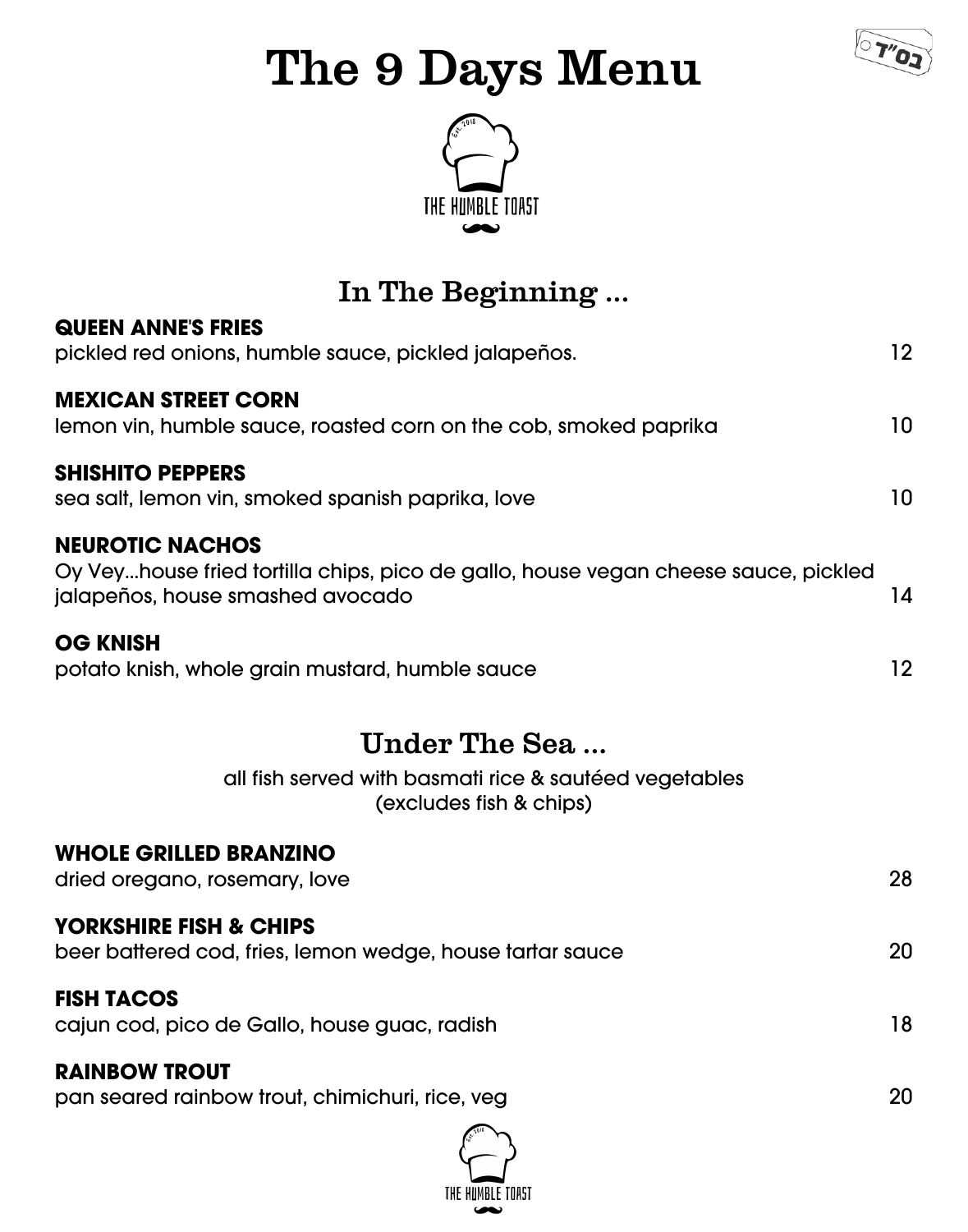# The 9 Days Menu

בס"ד

THE HUMBLE TOAST

## In The Beginning ...

**QUEEN ANNE'S FRIES**
pickled red onions, humble sauce, pickled jalapeños. 12

**MEXICAN STREET CORN**
lemon vin, humble sauce, roasted corn on the cob, smoked paprika 10

**SHISHITO PEPPERS**
sea salt, lemon vin, smoked spanish paprika, love 10

**NEUROTIC NACHOS**
Oy Vey...house fried tortilla chips, pico de gallo, house vegan cheese sauce, pickled jalapeños, house smashed avocado 14

**OG KNISH**
potato knish, whole grain mustard, humble sauce 12

## Under The Sea ...

all fish served with basmati rice & sautéed vegetables
(excludes fish & chips)

**WHOLE GRILLED BRANZINO**
dried oregano, rosemary, love 28

**YORKSHIRE FISH & CHIPS**
beer battered cod, fries, lemon wedge, house tartar sauce 20

**FISH TACOS**
cajun cod, pico de Gallo, house guac, radish 18

**RAINBOW TROUT**
pan seared rainbow trout, chimichuri, rice, veg 20

THE HUMBLE TOAST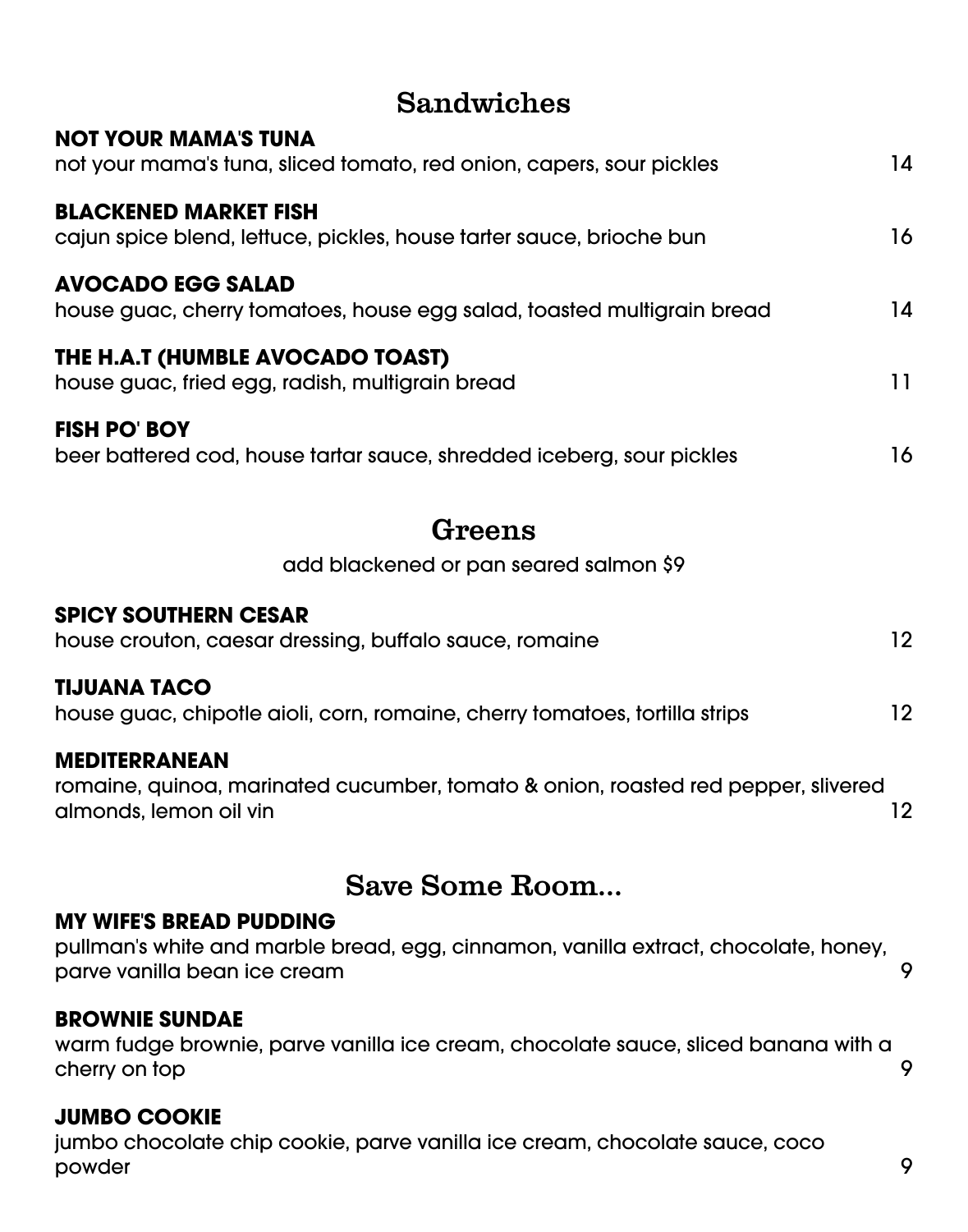## Sandwiches

**NOT YOUR MAMA'S TUNA**
not your mama's tuna, sliced tomato, red onion, capers, sour pickles 14

**BLACKENED MARKET FISH**
cajun spice blend, lettuce, pickles, house tarter sauce, brioche bun 16

**AVOCADO EGG SALAD**
house guac, cherry tomatoes, house egg salad, toasted multigrain bread 14

**THE H.A.T (HUMBLE AVOCADO TOAST)**
house guac, fried egg, radish, multigrain bread 11

**FISH PO' BOY**
beer battered cod, house tartar sauce, shredded iceberg, sour pickles 16

## Greens

add blackened or pan seared salmon $9

**SPICY SOUTHERN CESAR**
house crouton, caesar dressing, buffalo sauce, romaine 12

**TIJUANA TACO**
house guac, chipotle aioli, corn, romaine, cherry tomatoes, tortilla strips 12

**MEDITERRANEAN**
romaine, quinoa, marinated cucumber, tomato & onion, roasted red pepper, slivered almonds, lemon oil vin 12

## Save Some Room...

**MY WIFE'S BREAD PUDDING**
pullman's white and marble bread, egg, cinnamon, vanilla extract, chocolate, honey, parve vanilla bean ice cream 9

**BROWNIE SUNDAE**
warm fudge brownie, parve vanilla ice cream, chocolate sauce, sliced banana with a cherry on top 9

**JUMBO COOKIE**
jumbo chocolate chip cookie, parve vanilla ice cream, chocolate sauce, coco powder 9